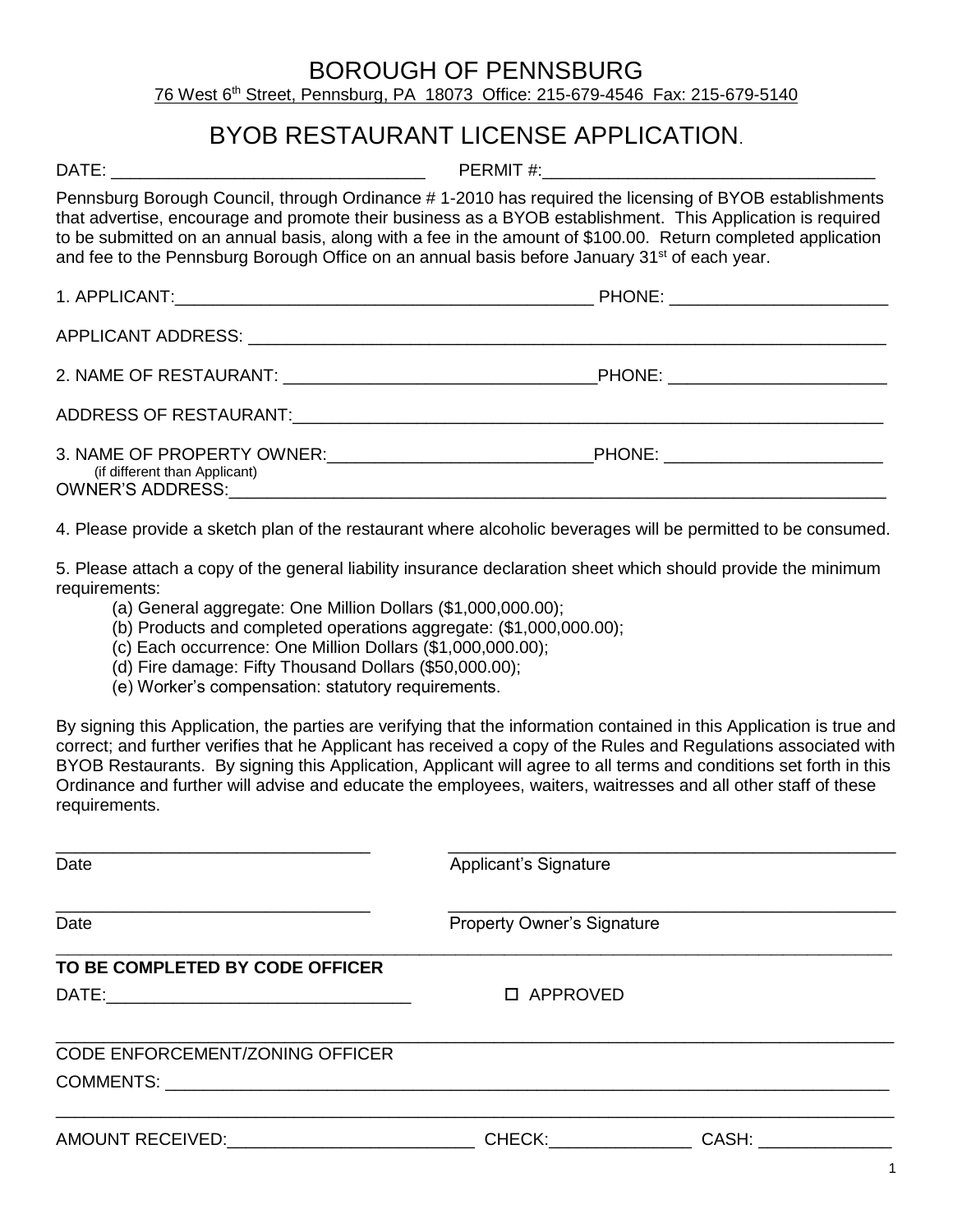# BOROUGH OF PENNSBURG

76 West 6th Street, Pennsburg, PA 18073 Office: 215-679-4546 Fax: 215-679-5140

## BYOB RESTAURANT LICENSE APPLICATION.

DATE: _________________________________ PERMIT #:___________________________________

Pennsburg Borough Council, through Ordinance # 1-2010 has required the licensing of BYOB establishments that advertise, encourage and promote their business as a BYOB establishment. This Application is required to be submitted on an annual basis, along with a fee in the amount of $100.00. Return completed application and fee to the Pennsburg Borough Office on an annual basis before January 31st of each year.

1. APPLICANT:____________________________________________ PHONE: _______________________

APPLICANT ADDRESS: _____________________________________________________________________

2. NAME OF RESTAURANT: _________________________________PHONE: _______________________

ADDRESS OF RESTAURANT:_________________________________________________________________

3. NAME OF PROPERTY OWNER:____________________________PHONE: _______________________
(if different than Applicant)
OWNER'S ADDRESS:_______________________________________________________________________

4. Please provide a sketch plan of the restaurant where alcoholic beverages will be permitted to be consumed.

5. Please attach a copy of the general liability insurance declaration sheet which should provide the minimum requirements:

(a) General aggregate: One Million Dollars ($1,000,000.00);
(b) Products and completed operations aggregate: ($1,000,000.00);
(c) Each occurrence: One Million Dollars ($1,000,000.00);
(d) Fire damage: Fifty Thousand Dollars ($50,000.00);
(e) Worker's compensation: statutory requirements.

By signing this Application, the parties are verifying that the information contained in this Application is true and correct; and further verifies that he Applicant has received a copy of the Rules and Regulations associated with BYOB Restaurants. By signing this Application, Applicant will agree to all terms and conditions set forth in this Ordinance and further will advise and educate the employees, waiters, waitresses and all other staff of these requirements.

_________________________________ _______________________________________________
Date Applicant's Signature

_________________________________ _______________________________________________
Date Property Owner's Signature

**TO BE COMPLETED BY CODE OFFICER**

DATE:________________________________ ☐ APPROVED

_______________________________________________________________________________
CODE ENFORCEMENT/ZONING OFFICER

COMMENTS: _____________________________________________________________________

_______________________________________________________________________________

AMOUNT RECEIVED:__________________________ CHECK:_______________ CASH: ______________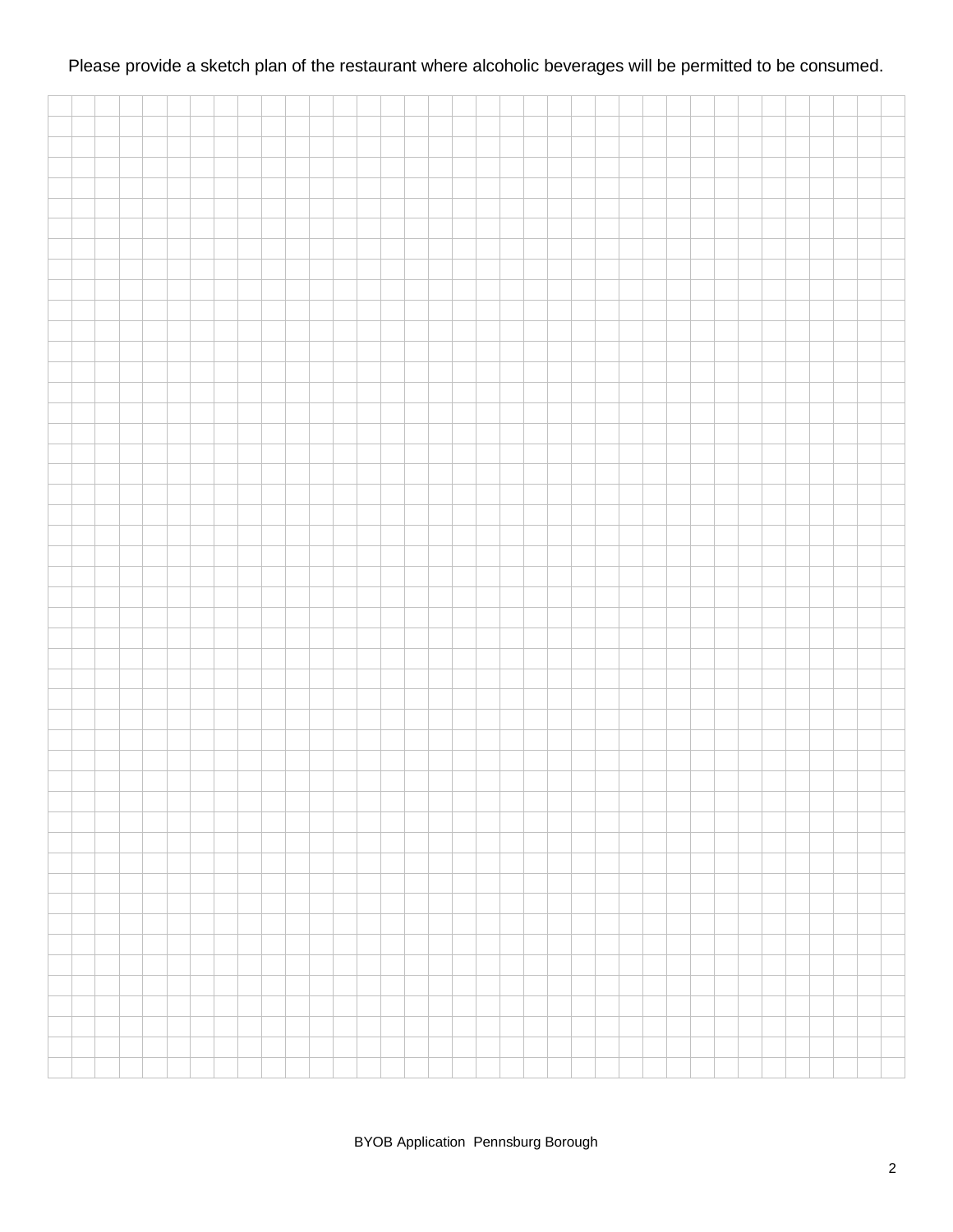Please provide a sketch plan of the restaurant where alcoholic beverages will be permitted to be consumed.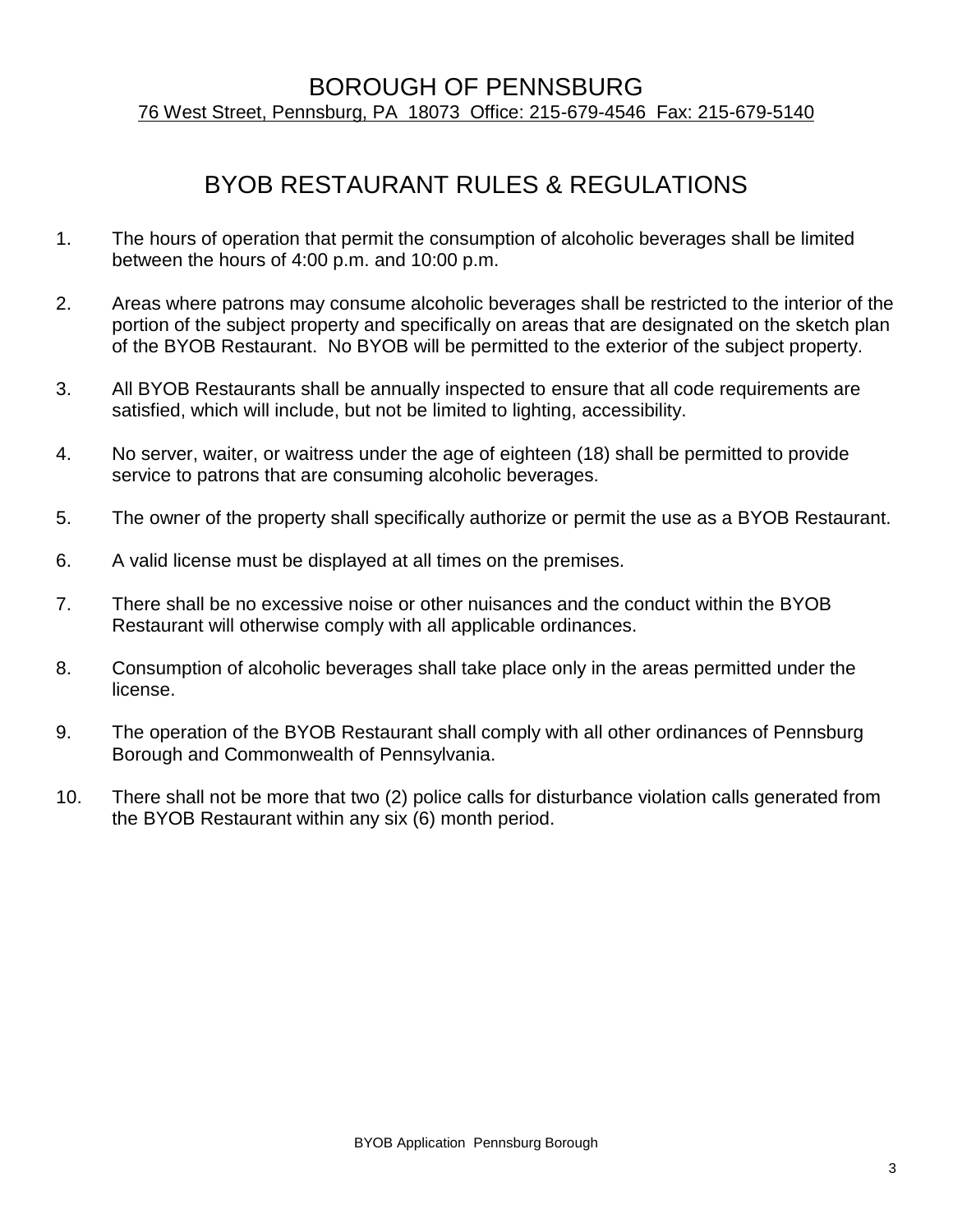# BOROUGH OF PENNSBURG

76 West Street, Pennsburg, PA 18073 Office: 215-679-4546 Fax: 215-679-5140

## BYOB RESTAURANT RULES & REGULATIONS

1. The hours of operation that permit the consumption of alcoholic beverages shall be limited between the hours of 4:00 p.m. and 10:00 p.m.

2. Areas where patrons may consume alcoholic beverages shall be restricted to the interior of the portion of the subject property and specifically on areas that are designated on the sketch plan of the BYOB Restaurant. No BYOB will be permitted to the exterior of the subject property.

3. All BYOB Restaurants shall be annually inspected to ensure that all code requirements are satisfied, which will include, but not be limited to lighting, accessibility.

4. No server, waiter, or waitress under the age of eighteen (18) shall be permitted to provide service to patrons that are consuming alcoholic beverages.

5. The owner of the property shall specifically authorize or permit the use as a BYOB Restaurant.

6. A valid license must be displayed at all times on the premises.

7. There shall be no excessive noise or other nuisances and the conduct within the BYOB Restaurant will otherwise comply with all applicable ordinances.

8. Consumption of alcoholic beverages shall take place only in the areas permitted under the license.

9. The operation of the BYOB Restaurant shall comply with all other ordinances of Pennsburg Borough and Commonwealth of Pennsylvania.

10. There shall not be more that two (2) police calls for disturbance violation calls generated from the BYOB Restaurant within any six (6) month period.